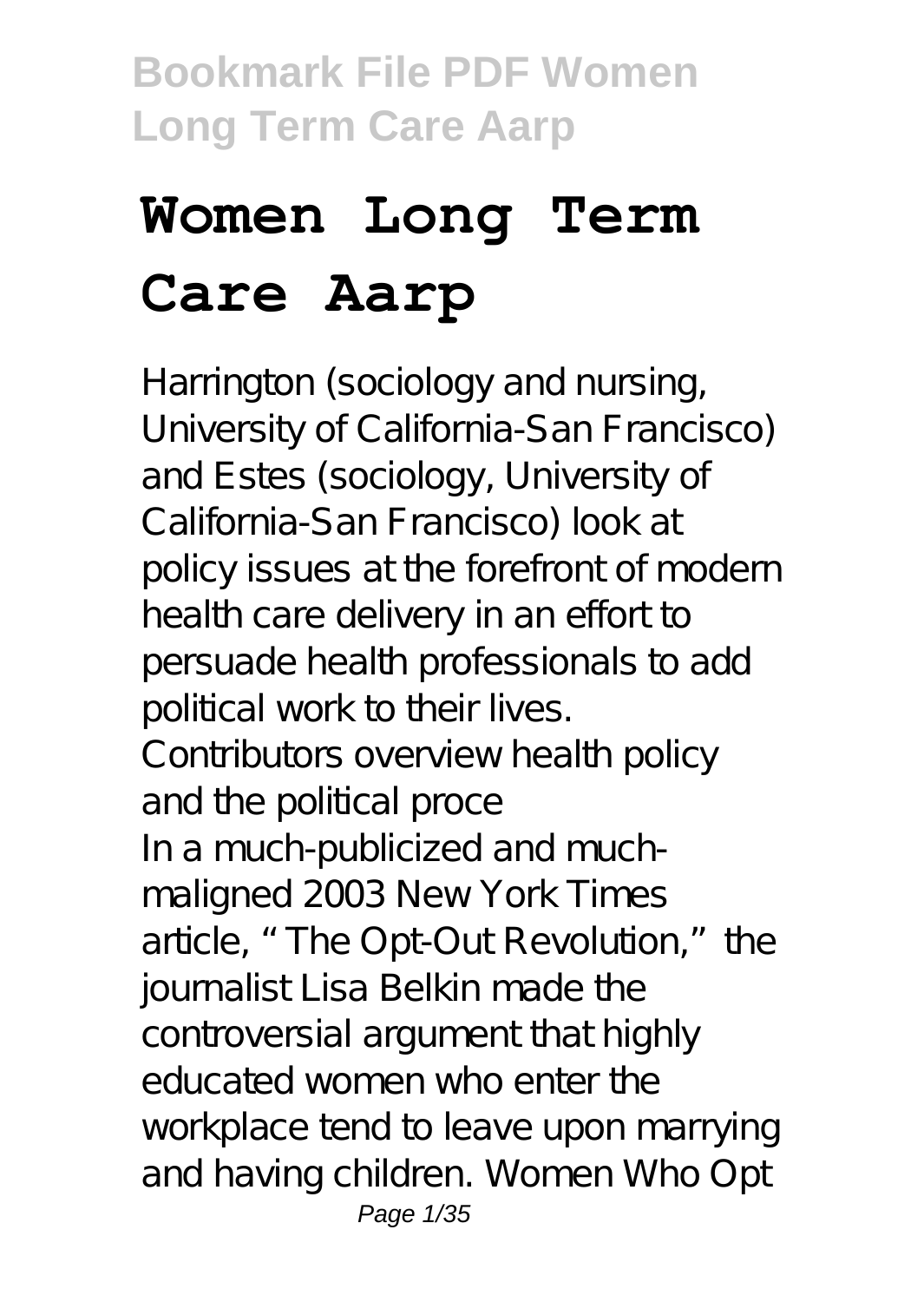# Women Long Term Care Aarp

Harrington (sociology and nursing, University of California-San Francisco) and Estes (sociology, University of California-San Francisco) look at policy issues at the forefront of modern health care delivery in an effort to persuade health professionals to add political work to their lives. Contributors overview health policy and the political proce

In a much-publicized and much-maligned 2003 New York Times article, "The Opt-Out Revolution," the journalist Lisa Belkin made the controversial argument that highly educated women who enter the workplace tend to leave upon marrying and having children. Women Who Opt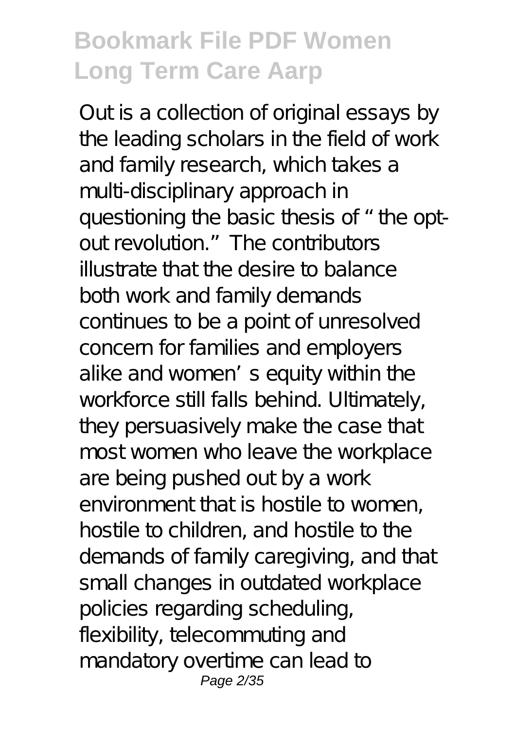Out is a collection of original essays by the leading scholars in the field of work and family research, which takes a multi-disciplinary approach in questioning the basic thesis of "the opt-out revolution." The contributors illustrate that the desire to balance both work and family demands continues to be a point of unresolved concern for families and employers alike and women's equity within the workforce still falls behind. Ultimately, they persuasively make the case that most women who leave the workplace are being pushed out by a work environment that is hostile to women, hostile to children, and hostile to the demands of family caregiving, and that small changes in outdated workplace policies regarding scheduling, flexibility, telecommuting and mandatory overtime can lead to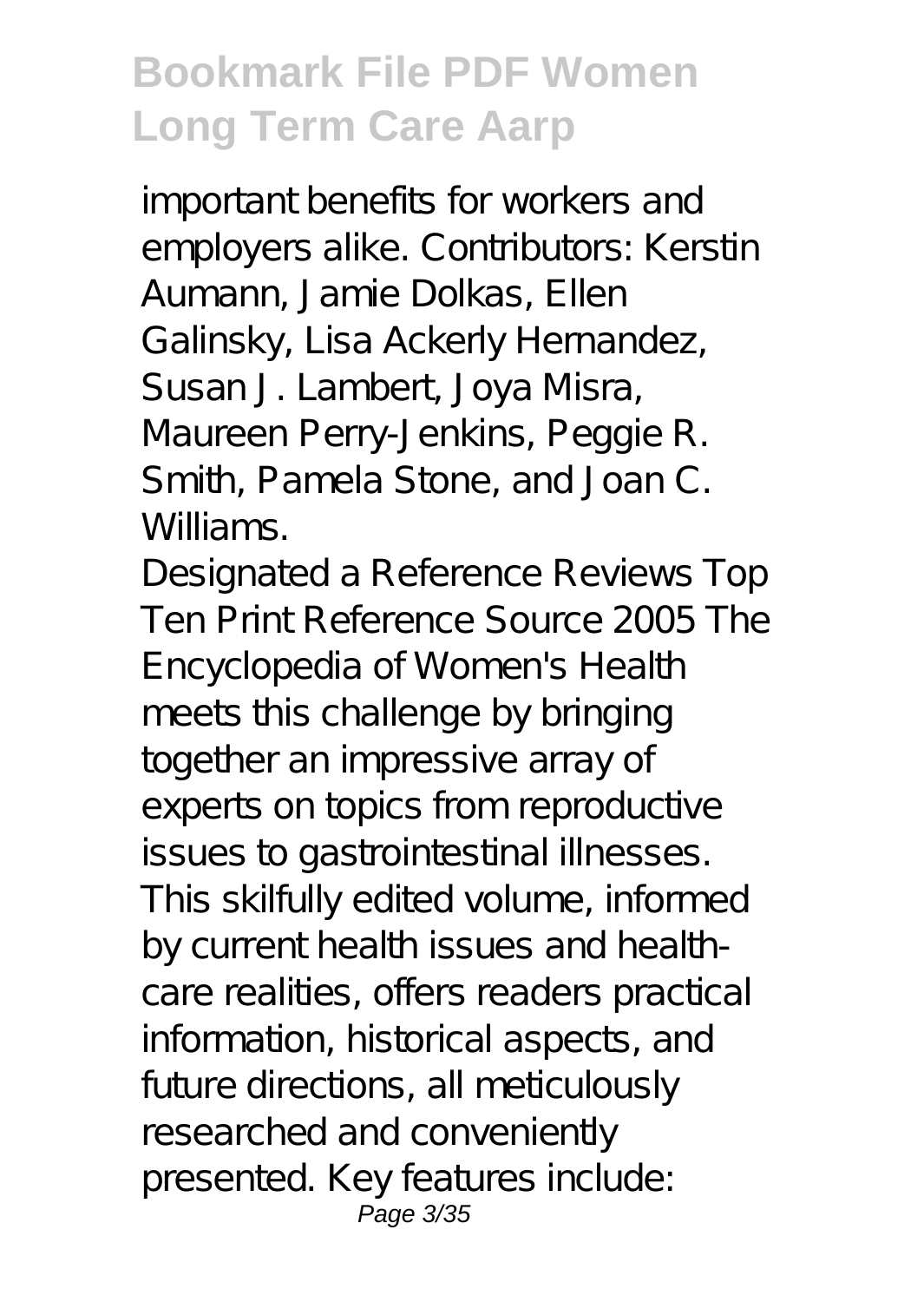important benefits for workers and employers alike. Contributors: Kerstin Aumann, Jamie Dolkas, Ellen Galinsky, Lisa Ackerly Hernandez, Susan J. Lambert, Joya Misra, Maureen Perry-Jenkins, Peggie R. Smith, Pamela Stone, and Joan C. Williams.

Designated a Reference Reviews Top Ten Print Reference Source 2005 The Encyclopedia of Women's Health meets this challenge by bringing together an impressive array of experts on topics from reproductive issues to gastrointestinal illnesses. This skilfully edited volume, informed by current health issues and health-care realities, offers readers practical information, historical aspects, and future directions, all meticulously researched and conveniently presented. Key features include: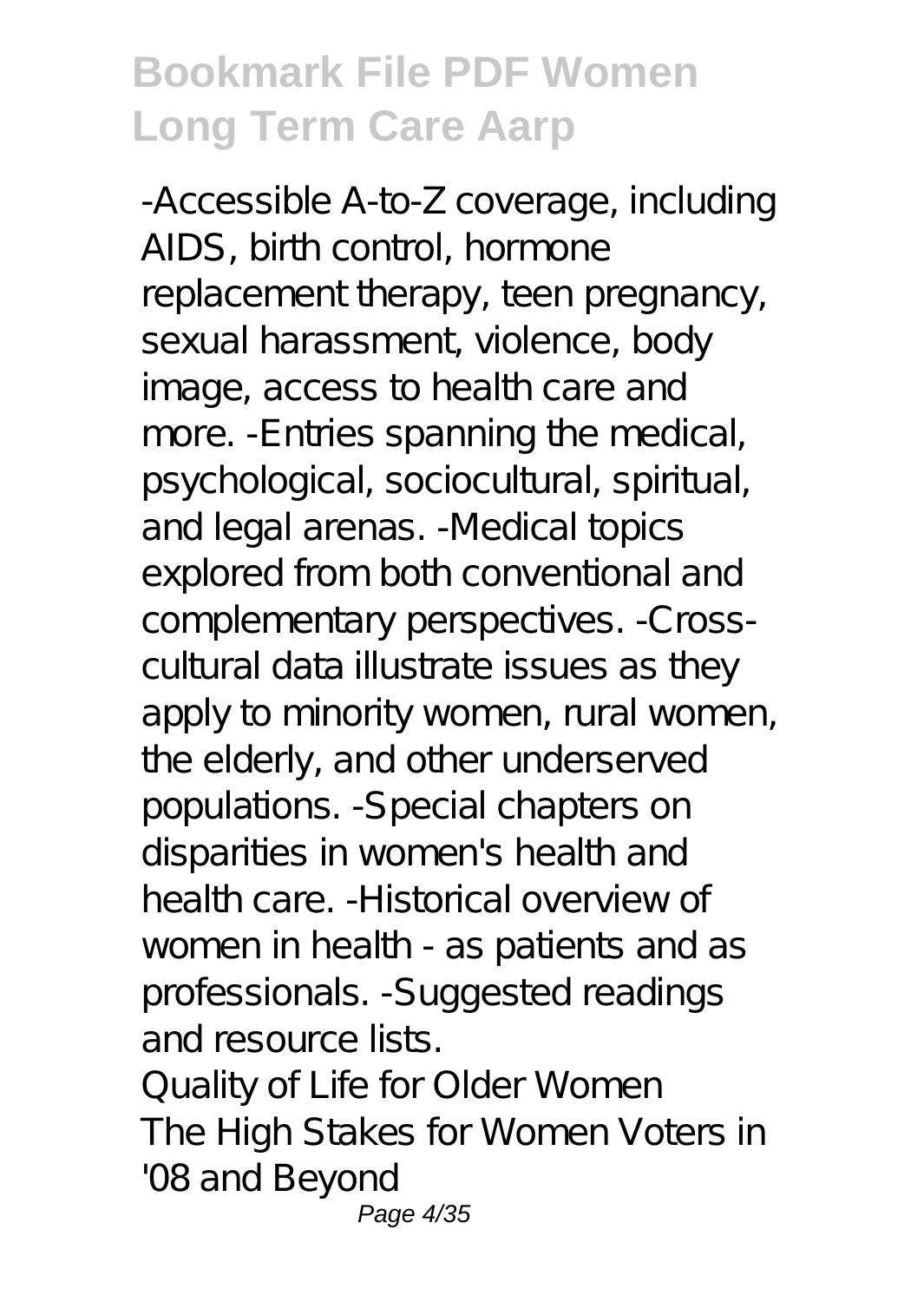-Accessible A-to-Z coverage, including AIDS, birth control, hormone replacement therapy, teen pregnancy, sexual harassment, violence, body image, access to health care and more. -Entries spanning the medical, psychological, sociocultural, spiritual, and legal arenas. -Medical topics explored from both conventional and complementary perspectives. -Cross-cultural data illustrate issues as they apply to minority women, rural women, the elderly, and other underserved populations. -Special chapters on disparities in women's health and health care. -Historical overview of women in health - as patients and as professionals. -Suggested readings and resource lists.

Quality of Life for Older Women

The High Stakes for Women Voters in '08 and Beyond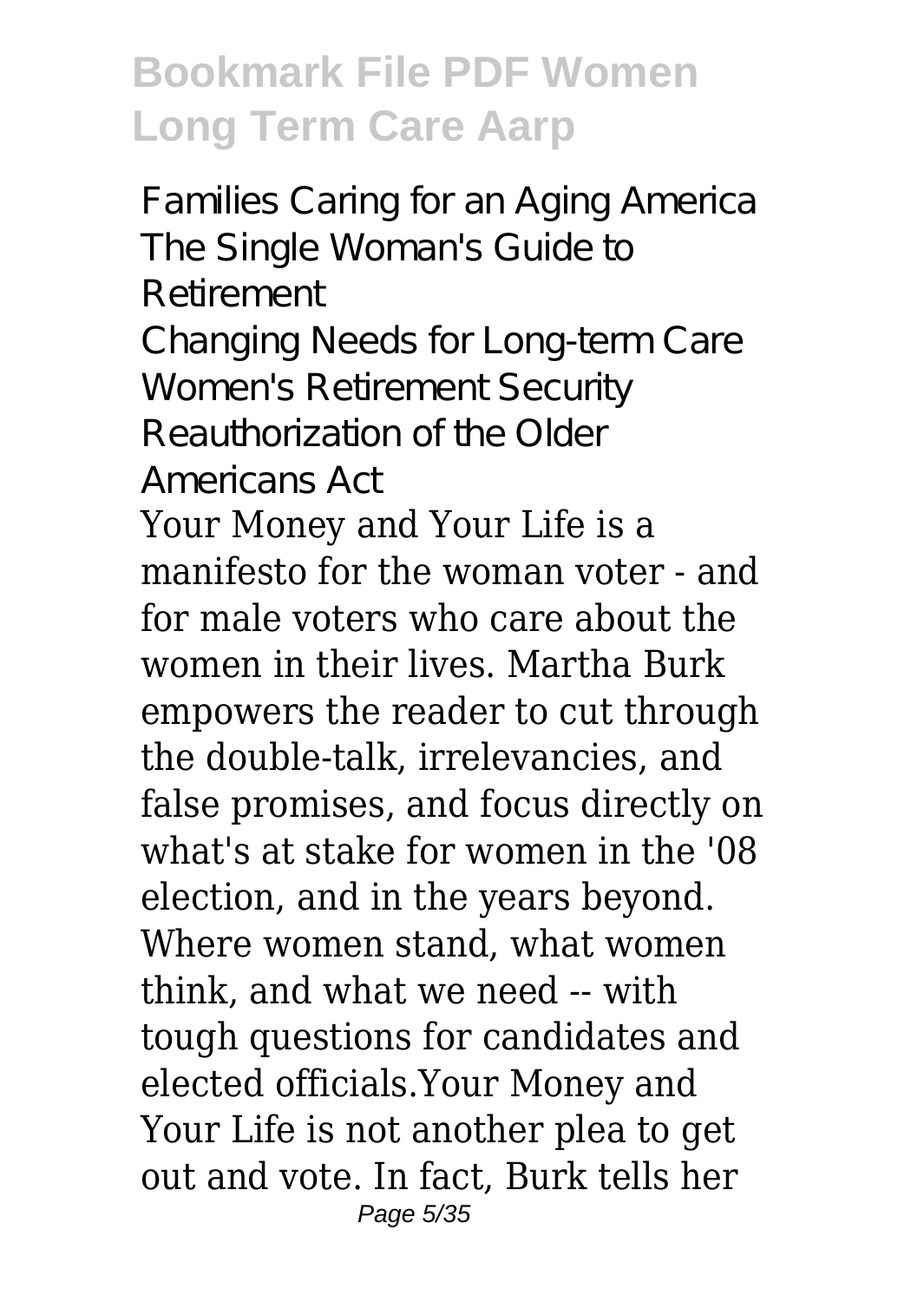Families Caring for an Aging America
The Single Woman's Guide to Retirement
Changing Needs for Long-term Care
Women's Retirement Security
Reauthorization of the Older Americans Act

Your Money and Your Life is a manifesto for the woman voter - and for male voters who care about the women in their lives. Martha Burk empowers the reader to cut through the double-talk, irrelevancies, and false promises, and focus directly on what's at stake for women in the '08 election, and in the years beyond. Where women stand, what women think, and what we need -- with tough questions for candidates and elected officials.Your Money and Your Life is not another plea to get out and vote. In fact, Burk tells her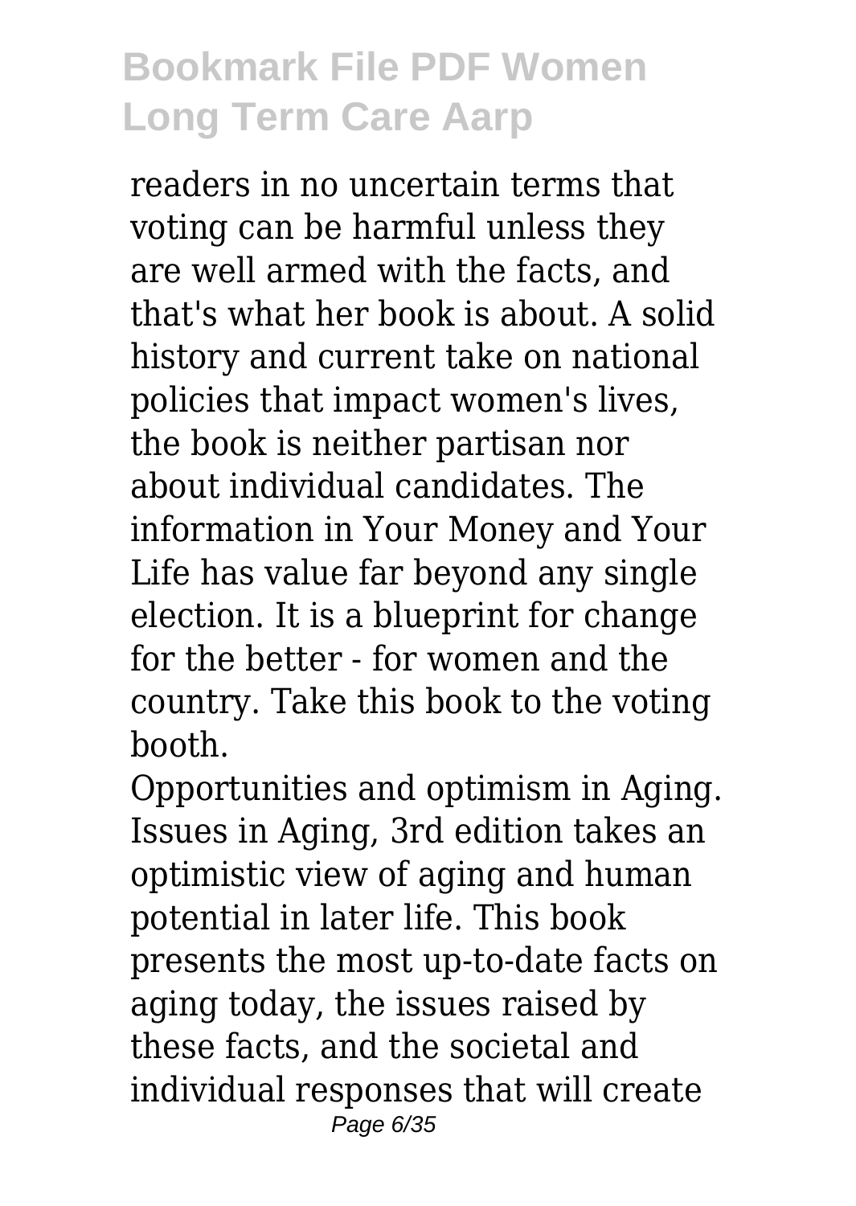readers in no uncertain terms that voting can be harmful unless they are well armed with the facts, and that's what her book is about. A solid history and current take on national policies that impact women's lives, the book is neither partisan nor about individual candidates. The information in Your Money and Your Life has value far beyond any single election. It is a blueprint for change for the better - for women and the country. Take this book to the voting booth.

Opportunities and optimism in Aging. Issues in Aging, 3rd edition takes an optimistic view of aging and human potential in later life. This book presents the most up-to-date facts on aging today, the issues raised by these facts, and the societal and individual responses that will create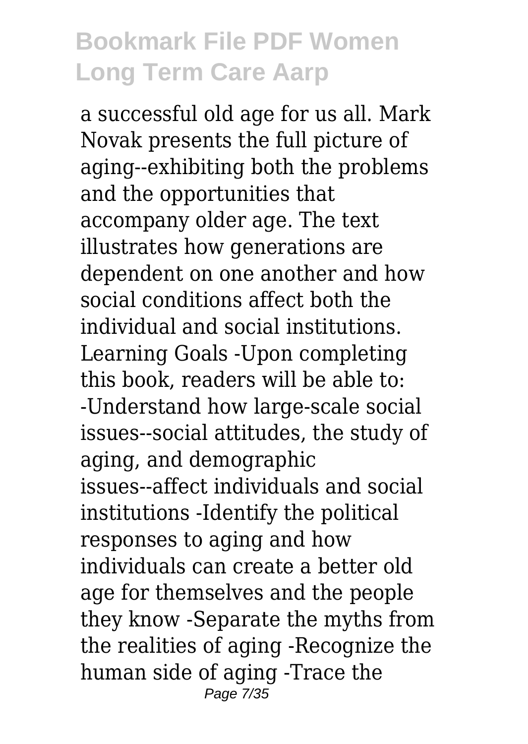a successful old age for us all. Mark Novak presents the full picture of aging--exhibiting both the problems and the opportunities that accompany older age. The text illustrates how generations are dependent on one another and how social conditions affect both the individual and social institutions. Learning Goals -Upon completing this book, readers will be able to: -Understand how large-scale social issues--social attitudes, the study of aging, and demographic issues--affect individuals and social institutions -Identify the political responses to aging and how individuals can create a better old age for themselves and the people they know -Separate the myths from the realities of aging -Recognize the human side of aging -Trace the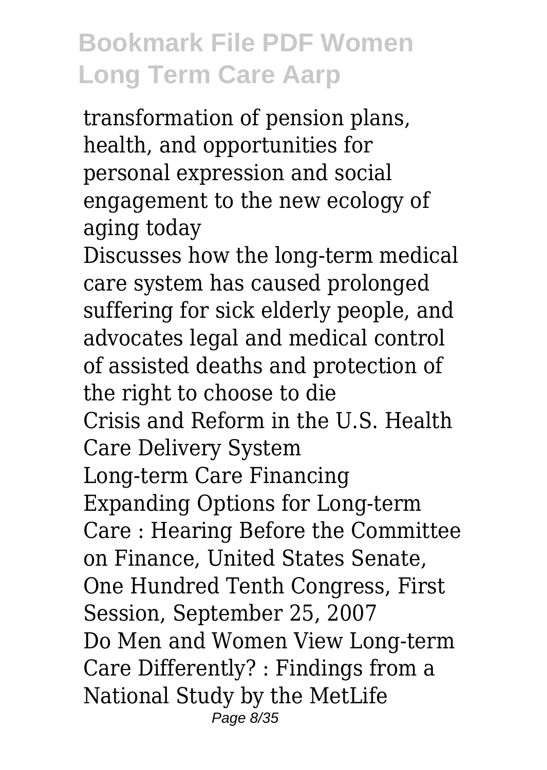transformation of pension plans, health, and opportunities for personal expression and social engagement to the new ecology of aging today

Discusses how the long-term medical care system has caused prolonged suffering for sick elderly people, and advocates legal and medical control of assisted deaths and protection of the right to choose to die

Crisis and Reform in the U.S. Health Care Delivery System

Long-term Care Financing

Expanding Options for Long-term Care : Hearing Before the Committee on Finance, United States Senate, One Hundred Tenth Congress, First Session, September 25, 2007

Do Men and Women View Long-term Care Differently? : Findings from a National Study by the MetLife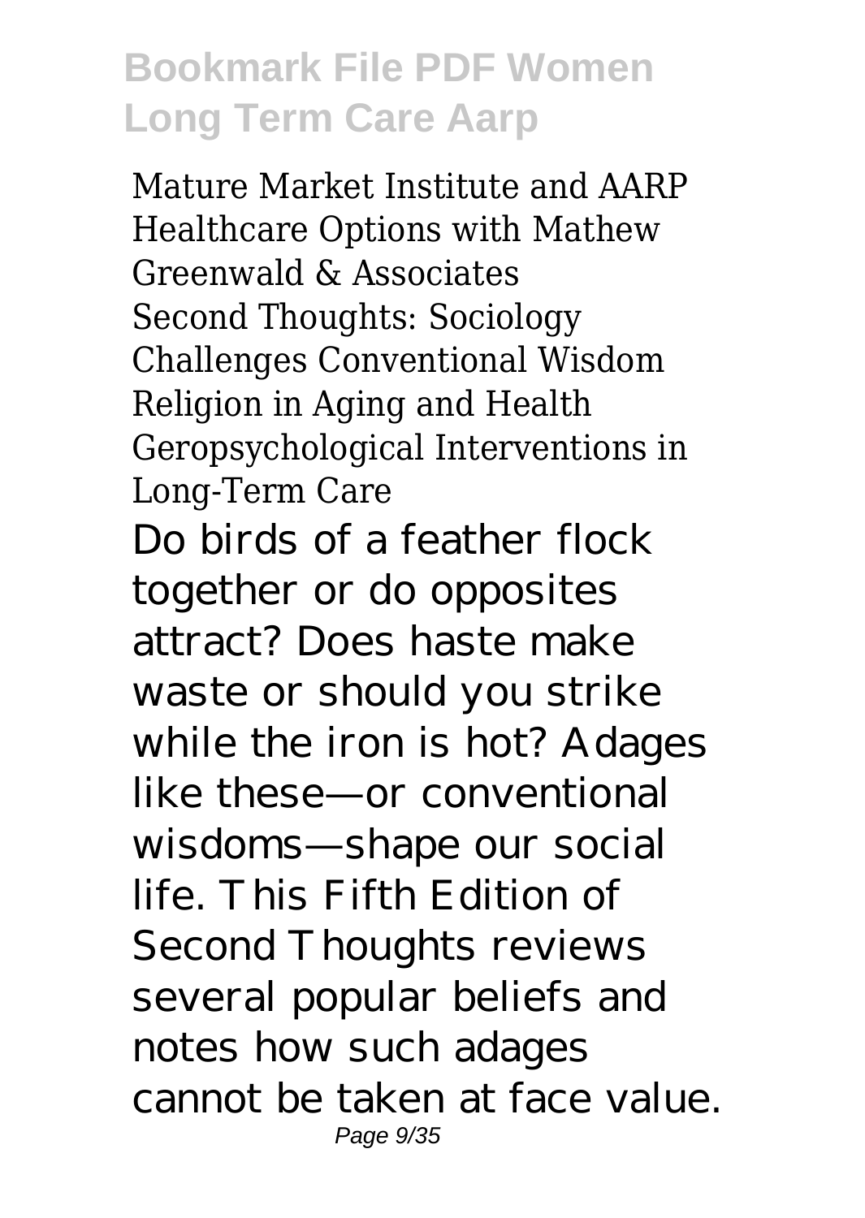Mature Market Institute and AARP Healthcare Options with Mathew Greenwald & Associates
Second Thoughts: Sociology Challenges Conventional Wisdom
Religion in Aging and Health
Geropsychological Interventions in Long-Term Care

Do birds of a feather flock together or do opposites attract? Does haste make waste or should you strike while the iron is hot? Adages like these—or conventional wisdoms—shape our social life. This Fifth Edition of Second Thoughts reviews several popular beliefs and notes how such adages cannot be taken at face value.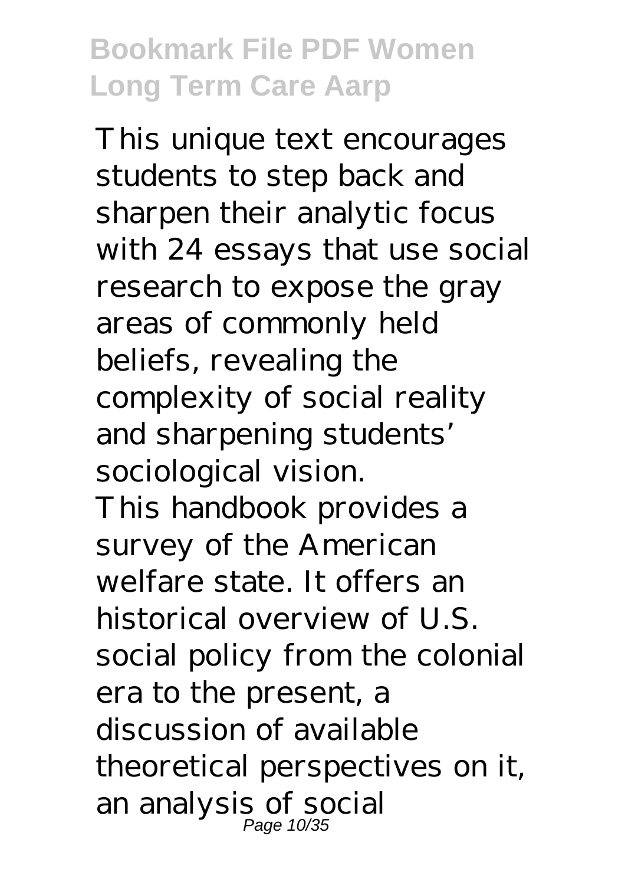This unique text encourages students to step back and sharpen their analytic focus with 24 essays that use social research to expose the gray areas of commonly held beliefs, revealing the complexity of social reality and sharpening students' sociological vision.

This handbook provides a survey of the American welfare state. It offers an historical overview of U.S. social policy from the colonial era to the present, a discussion of available theoretical perspectives on it, an analysis of social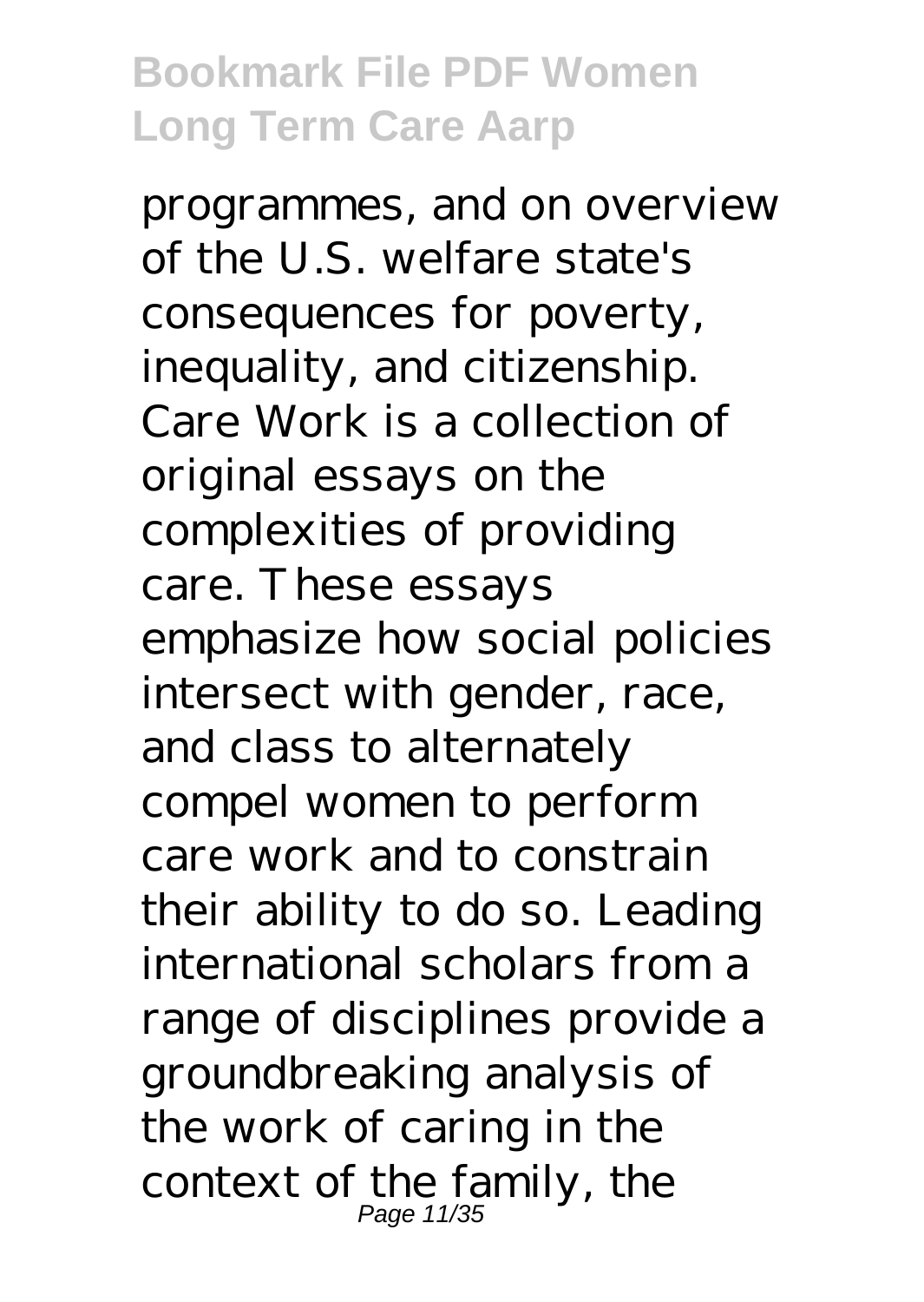programmes, and on overview of the U.S. welfare state's consequences for poverty, inequality, and citizenship. Care Work is a collection of original essays on the complexities of providing care. These essays emphasize how social policies intersect with gender, race, and class to alternately compel women to perform care work and to constrain their ability to do so. Leading international scholars from a range of disciplines provide a groundbreaking analysis of the work of caring in the context of the family, the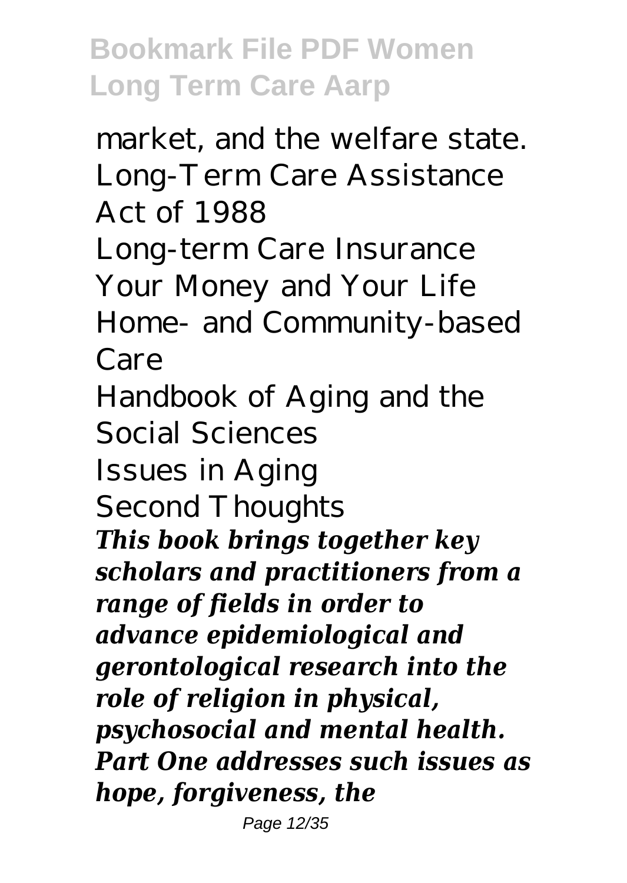market, and the welfare state.
Long-Term Care Assistance Act of 1988
Long-term Care Insurance
Your Money and Your Life
Home- and Community-based Care
Handbook of Aging and the Social Sciences
Issues in Aging
Second Thoughts

***This book brings together key scholars and practitioners from a range of fields in order to advance epidemiological and gerontological research into the role of religion in physical, psychosocial and mental health. Part One addresses such issues as hope, forgiveness, the***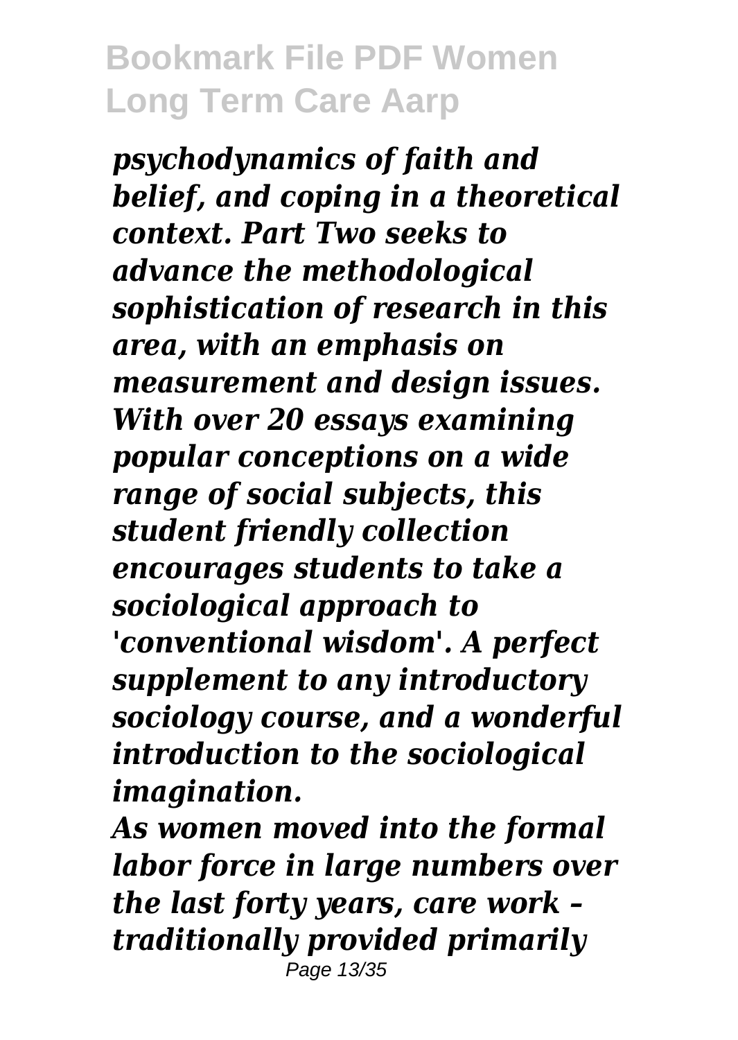*psychodynamics of faith and belief, and coping in a theoretical context. Part Two seeks to advance the methodological sophistication of research in this area, with an emphasis on measurement and design issues. With over 20 essays examining popular conceptions on a wide range of social subjects, this student friendly collection encourages students to take a sociological approach to 'conventional wisdom'. A perfect supplement to any introductory sociology course, and a wonderful introduction to the sociological imagination.*

*As women moved into the formal labor force in large numbers over the last forty years, care work – traditionally provided primarily*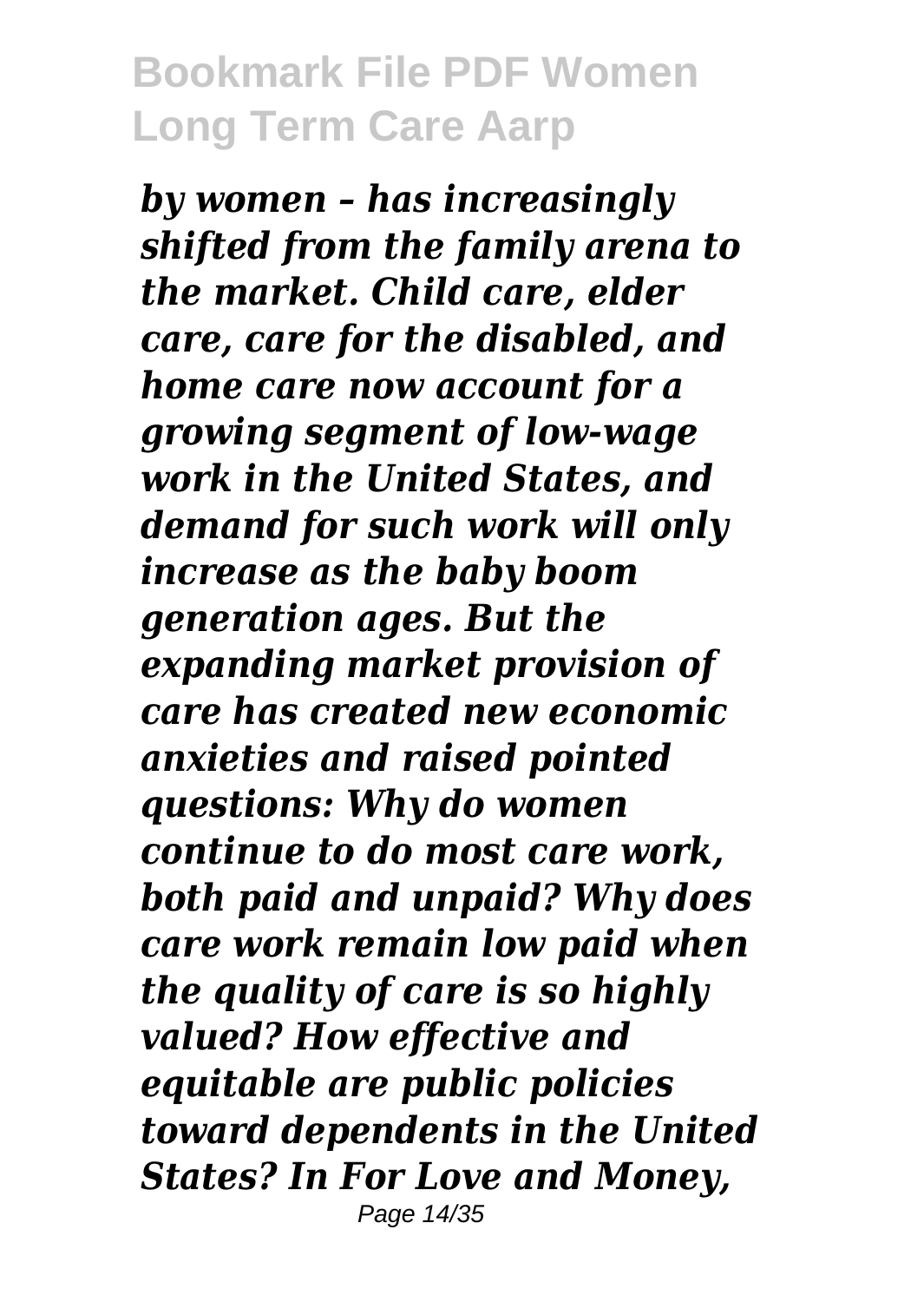*by women – has increasingly shifted from the family arena to the market. Child care, elder care, care for the disabled, and home care now account for a growing segment of low-wage work in the United States, and demand for such work will only increase as the baby boom generation ages. But the expanding market provision of care has created new economic anxieties and raised pointed questions: Why do women continue to do most care work, both paid and unpaid? Why does care work remain low paid when the quality of care is so highly valued? How effective and equitable are public policies toward dependents in the United States? In For Love and Money,*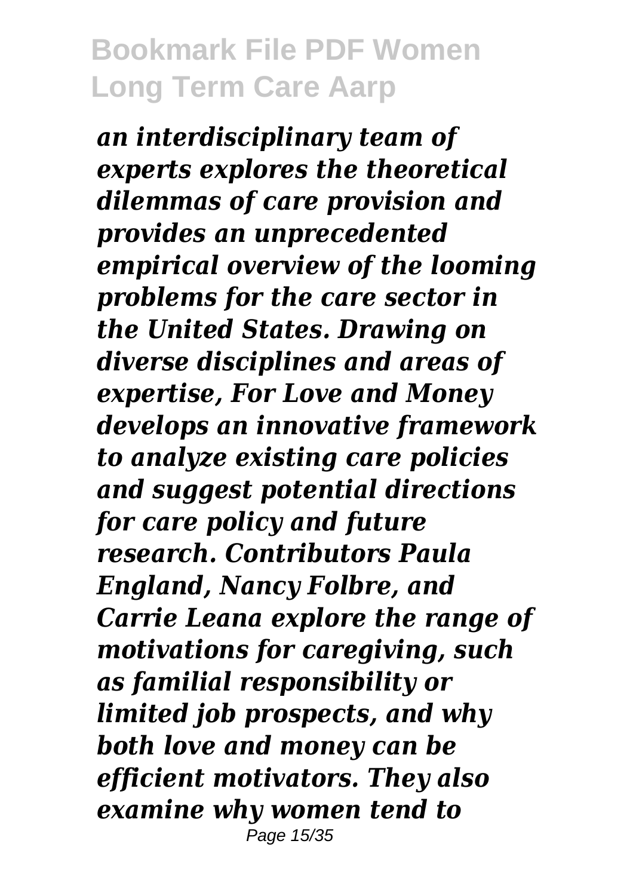*an interdisciplinary team of experts explores the theoretical dilemmas of care provision and provides an unprecedented empirical overview of the looming problems for the care sector in the United States. Drawing on diverse disciplines and areas of expertise, For Love and Money develops an innovative framework to analyze existing care policies and suggest potential directions for care policy and future research. Contributors Paula England, Nancy Folbre, and Carrie Leana explore the range of motivations for caregiving, such as familial responsibility or limited job prospects, and why both love and money can be efficient motivators. They also examine why women tend to*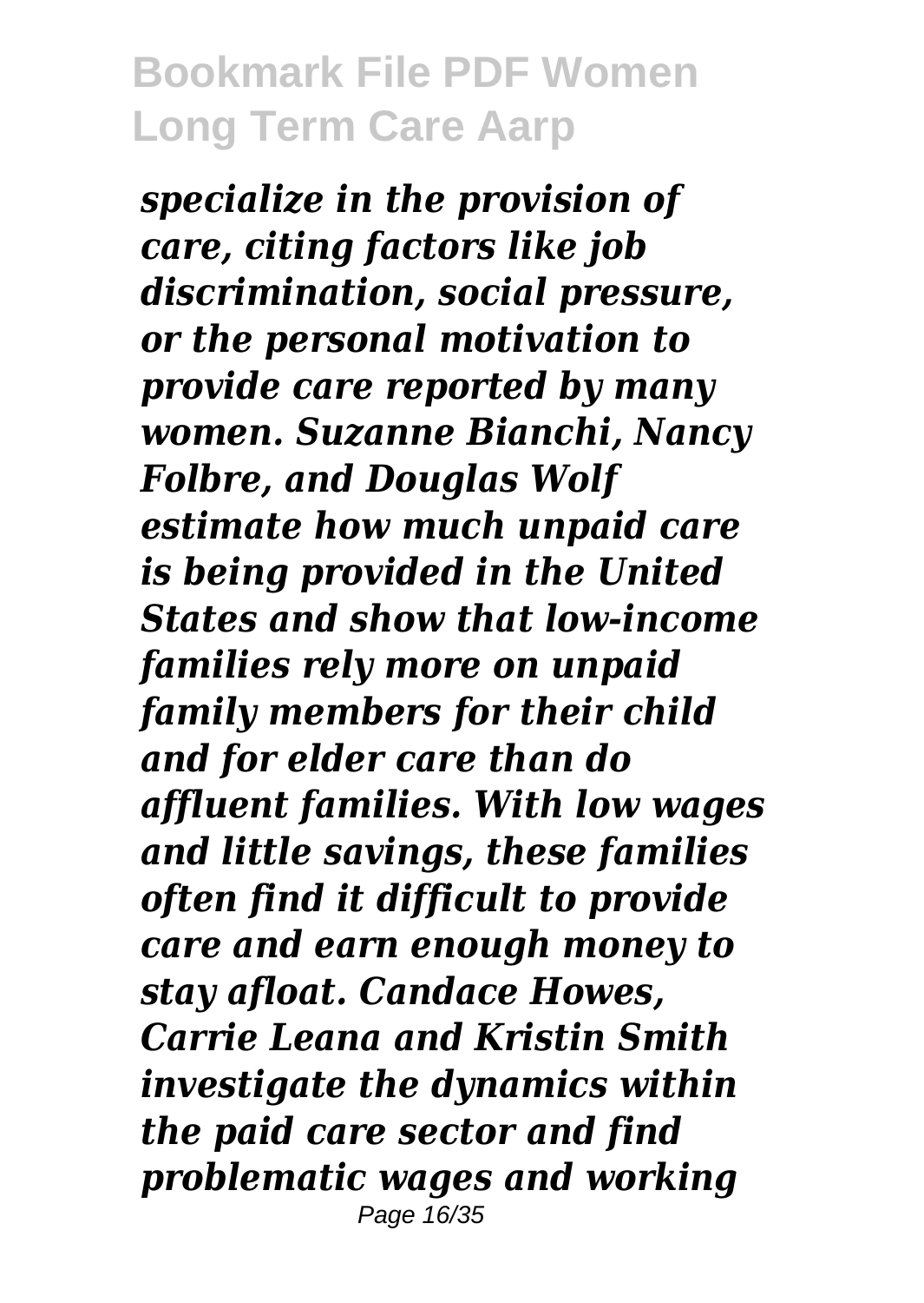*specialize in the provision of care, citing factors like job discrimination, social pressure, or the personal motivation to provide care reported by many women. Suzanne Bianchi, Nancy Folbre, and Douglas Wolf estimate how much unpaid care is being provided in the United States and show that low-income families rely more on unpaid family members for their child and for elder care than do affluent families. With low wages and little savings, these families often find it difficult to provide care and earn enough money to stay afloat. Candace Howes, Carrie Leana and Kristin Smith investigate the dynamics within the paid care sector and find problematic wages and working*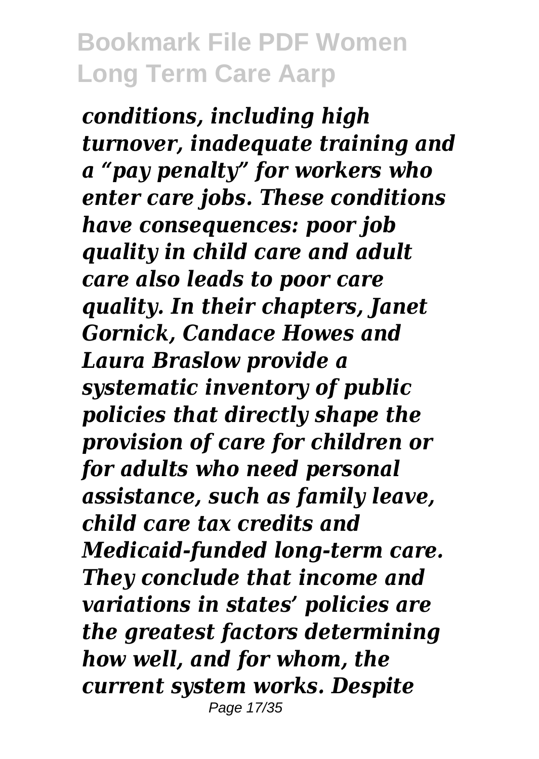*conditions, including high turnover, inadequate training and a "pay penalty" for workers who enter care jobs. These conditions have consequences: poor job quality in child care and adult care also leads to poor care quality. In their chapters, Janet Gornick, Candace Howes and Laura Braslow provide a systematic inventory of public policies that directly shape the provision of care for children or for adults who need personal assistance, such as family leave, child care tax credits and Medicaid-funded long-term care. They conclude that income and variations in states' policies are the greatest factors determining how well, and for whom, the current system works. Despite*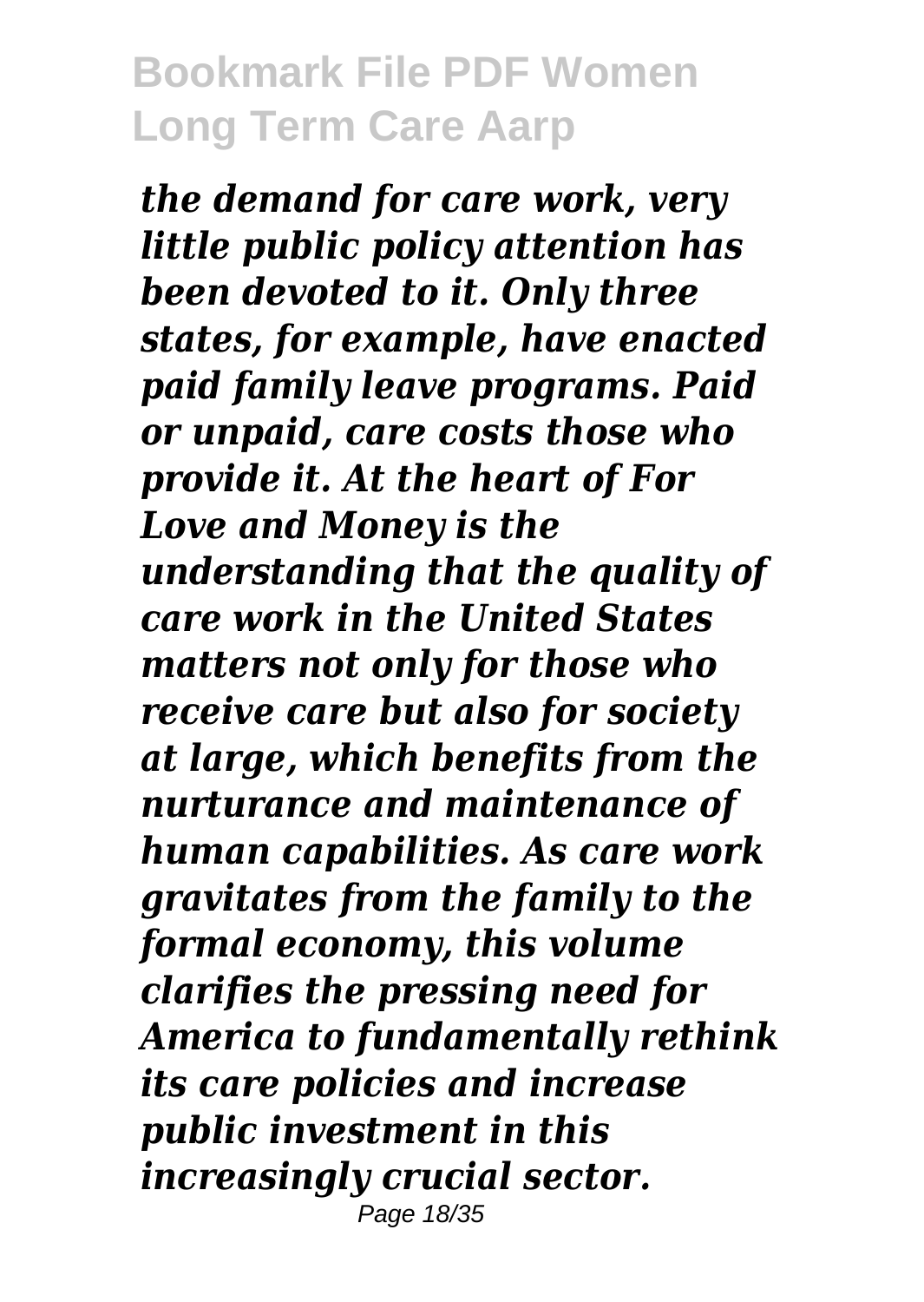*the demand for care work, very little public policy attention has been devoted to it. Only three states, for example, have enacted paid family leave programs. Paid or unpaid, care costs those who provide it. At the heart of For Love and Money is the understanding that the quality of care work in the United States matters not only for those who receive care but also for society at large, which benefits from the nurturance and maintenance of human capabilities. As care work gravitates from the family to the formal economy, this volume clarifies the pressing need for America to fundamentally rethink its care policies and increase public investment in this increasingly crucial sector.*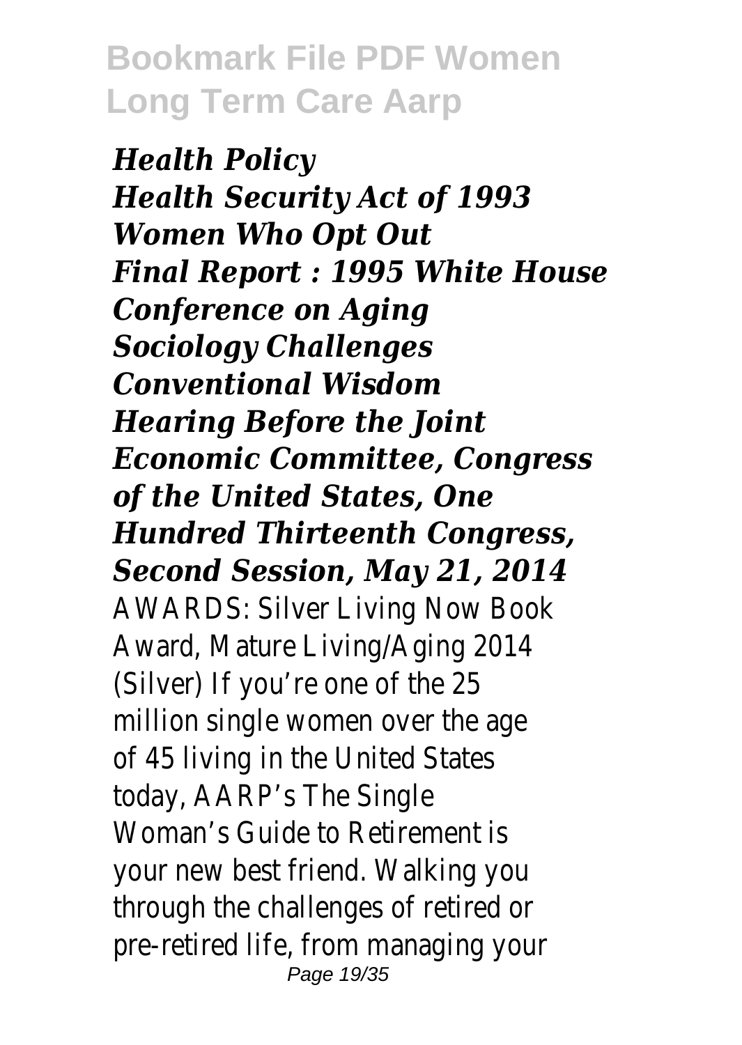*Health Policy*
*Health Security Act of 1993*
*Women Who Opt Out*
*Final Report : 1995 White House Conference on Aging*
*Sociology Challenges Conventional Wisdom*
*Hearing Before the Joint Economic Committee, Congress of the United States, One Hundred Thirteenth Congress, Second Session, May 21, 2014*

AWARDS: Silver Living Now Book Award, Mature Living/Aging 2014 (Silver) If you're one of the 25 million single women over the age of 45 living in the United States today, AARP's The Single Woman's Guide to Retirement is your new best friend. Walking you through the challenges of retired or pre-retired life, from managing your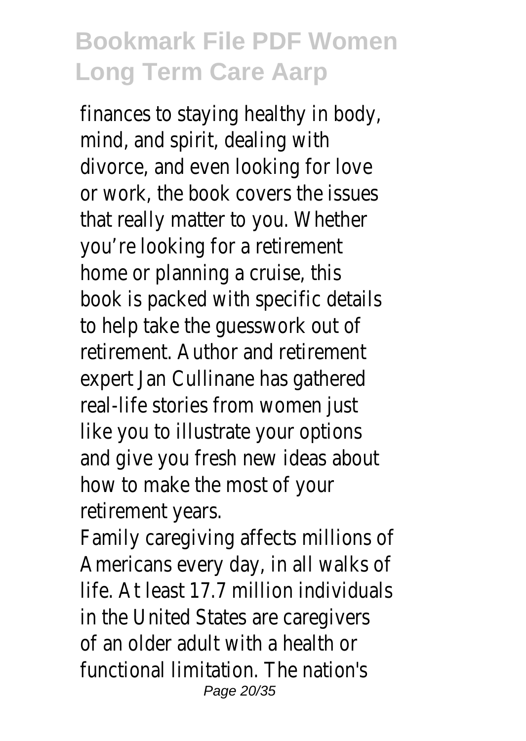finances to staying healthy in body, mind, and spirit, dealing with divorce, and even looking for love or work, the book covers the issues that really matter to you. Whether you're looking for a retirement home or planning a cruise, this book is packed with specific details to help take the guesswork out of retirement. Author and retirement expert Jan Cullinane has gathered real-life stories from women just like you to illustrate your options and give you fresh new ideas about how to make the most of your retirement years.

Family caregiving affects millions of Americans every day, in all walks of life. At least 17.7 million individuals in the United States are caregivers of an older adult with a health or functional limitation. The nation's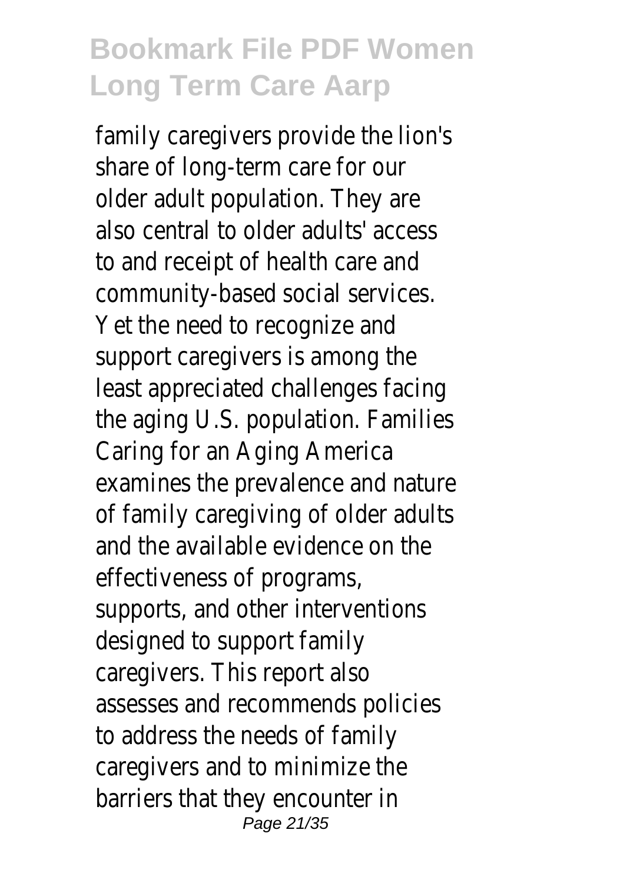family caregivers provide the lion's share of long-term care for our older adult population. They are also central to older adults' access to and receipt of health care and community-based social services. Yet the need to recognize and support caregivers is among the least appreciated challenges facing the aging U.S. population. Families Caring for an Aging America examines the prevalence and nature of family caregiving of older adults and the available evidence on the effectiveness of programs, supports, and other interventions designed to support family caregivers. This report also assesses and recommends policies to address the needs of family caregivers and to minimize the barriers that they encounter in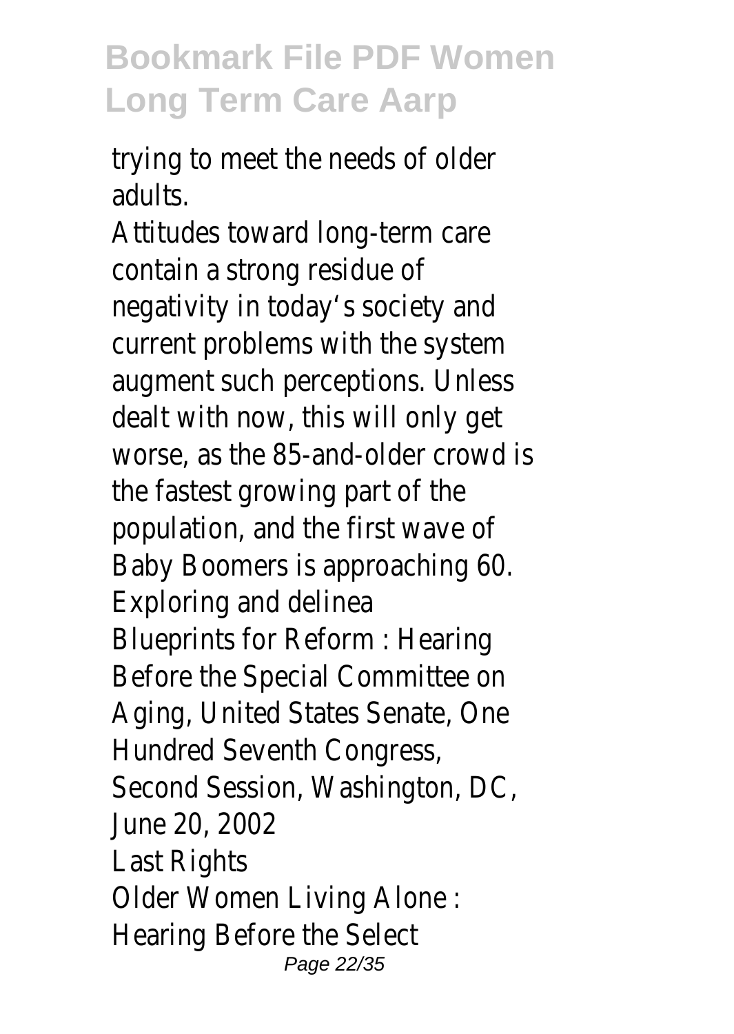trying to meet the needs of older adults.

Attitudes toward long-term care contain a strong residue of negativity in today's society and current problems with the system augment such perceptions. Unless dealt with now, this will only get worse, as the 85-and-older crowd is the fastest growing part of the population, and the first wave of Baby Boomers is approaching 60. Exploring and delinea

Blueprints for Reform : Hearing Before the Special Committee on Aging, United States Senate, One Hundred Seventh Congress, Second Session, Washington, DC, June 20, 2002

Last Rights

Older Women Living Alone : Hearing Before the Select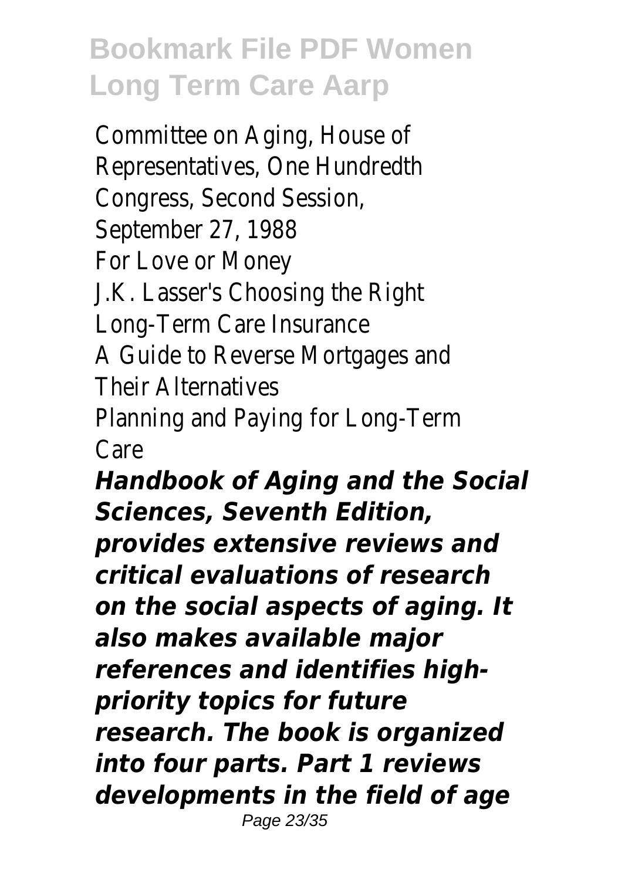Committee on Aging, House of Representatives, One Hundredth Congress, Second Session, September 27, 1988
For Love or Money
J.K. Lasser's Choosing the Right Long-Term Care Insurance
A Guide to Reverse Mortgages and Their Alternatives
Planning and Paying for Long-Term Care

***Handbook of Aging and the Social Sciences, Seventh Edition, provides extensive reviews and critical evaluations of research on the social aspects of aging. It also makes available major references and identifies high-priority topics for future research. The book is organized into four parts. Part 1 reviews developments in the field of age***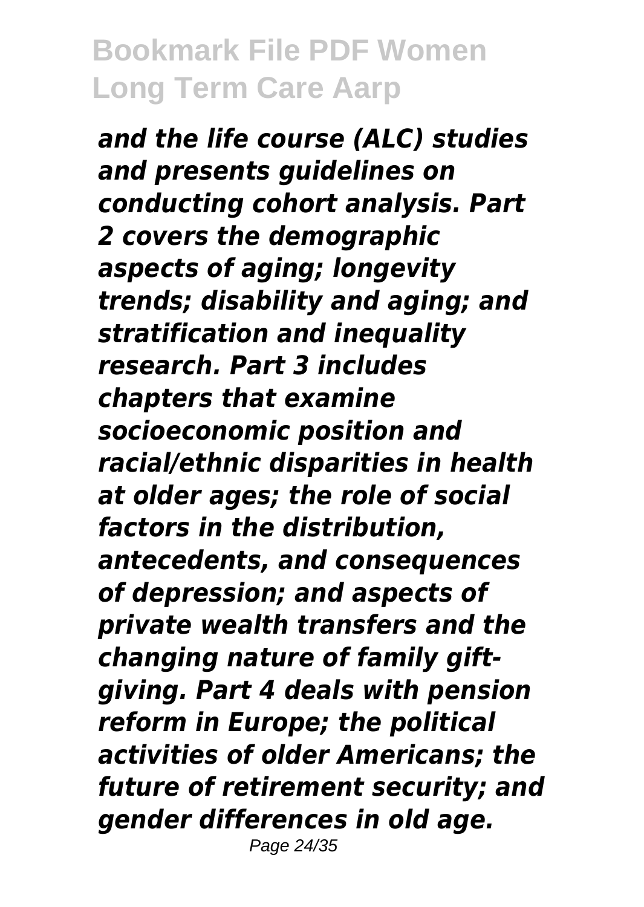*and the life course (ALC) studies and presents guidelines on conducting cohort analysis. Part 2 covers the demographic aspects of aging; longevity trends; disability and aging; and stratification and inequality research. Part 3 includes chapters that examine socioeconomic position and racial/ethnic disparities in health at older ages; the role of social factors in the distribution, antecedents, and consequences of depression; and aspects of private wealth transfers and the changing nature of family gift-giving. Part 4 deals with pension reform in Europe; the political activities of older Americans; the future of retirement security; and gender differences in old age.*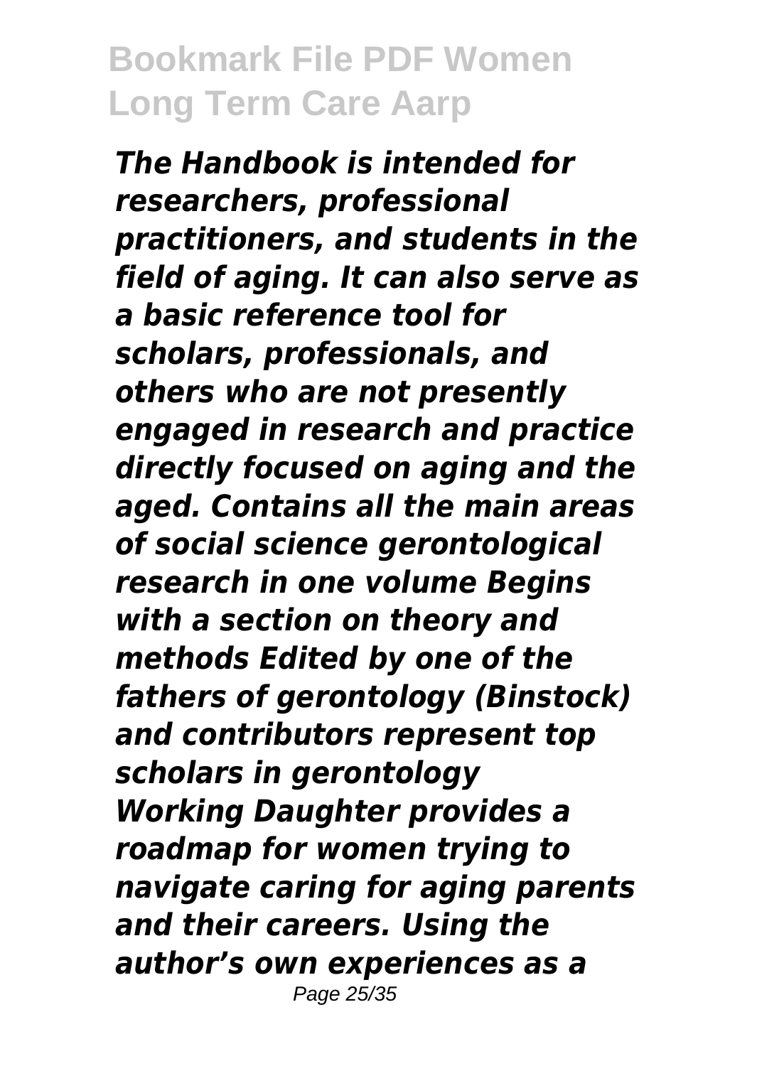*The Handbook is intended for researchers, professional practitioners, and students in the field of aging. It can also serve as a basic reference tool for scholars, professionals, and others who are not presently engaged in research and practice directly focused on aging and the aged. Contains all the main areas of social science gerontological research in one volume Begins with a section on theory and methods Edited by one of the fathers of gerontology (Binstock) and contributors represent top scholars in gerontology*

*Working Daughter provides a roadmap for women trying to navigate caring for aging parents and their careers. Using the author's own experiences as a*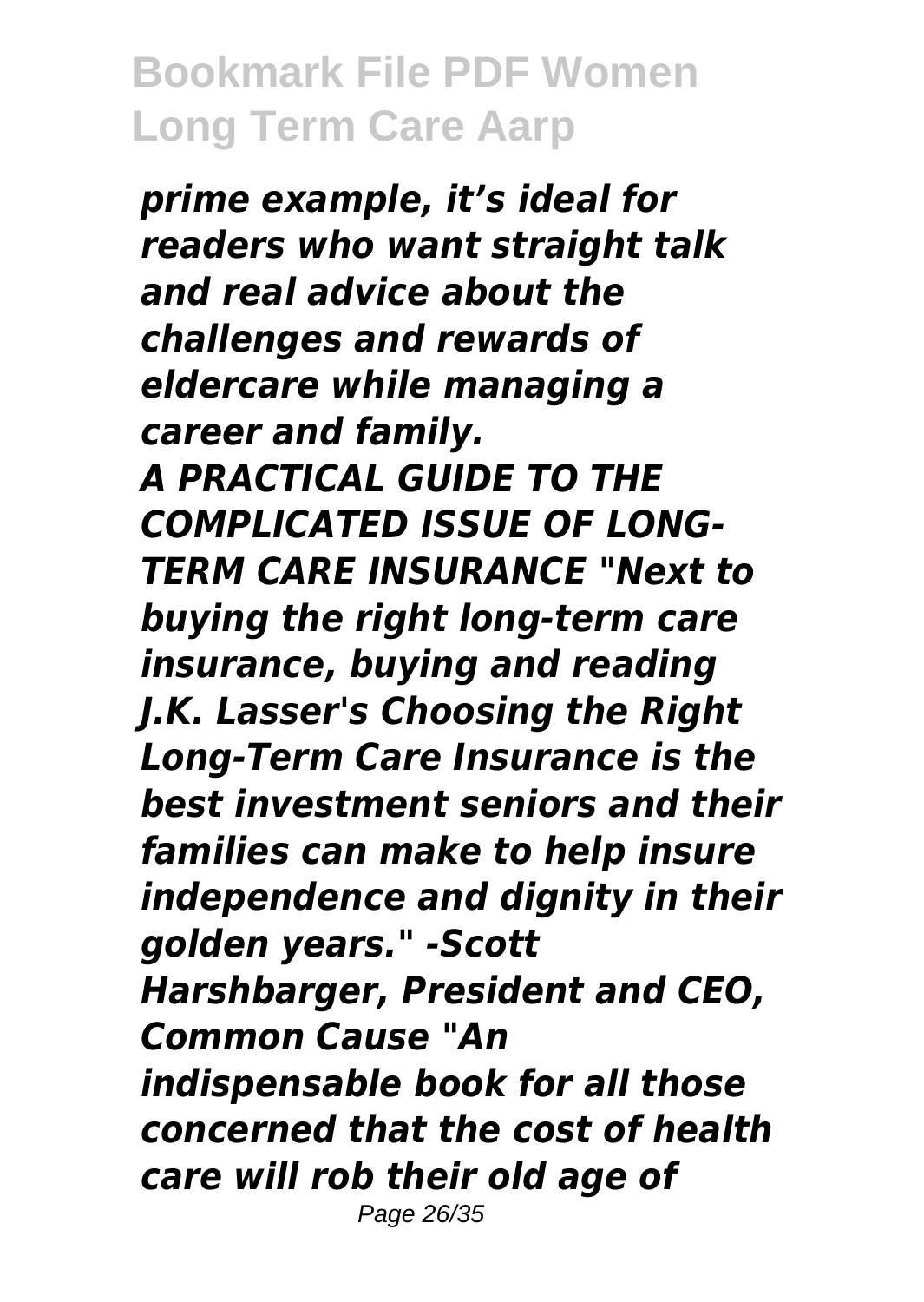*prime example, it's ideal for readers who want straight talk and real advice about the challenges and rewards of eldercare while managing a career and family.*

*A PRACTICAL GUIDE TO THE COMPLICATED ISSUE OF LONG-TERM CARE INSURANCE "Next to buying the right long-term care insurance, buying and reading J.K. Lasser's Choosing the Right Long-Term Care Insurance is the best investment seniors and their families can make to help insure independence and dignity in their golden years." -Scott Harshbarger, President and CEO, Common Cause "An indispensable book for all those concerned that the cost of health care will rob their old age of*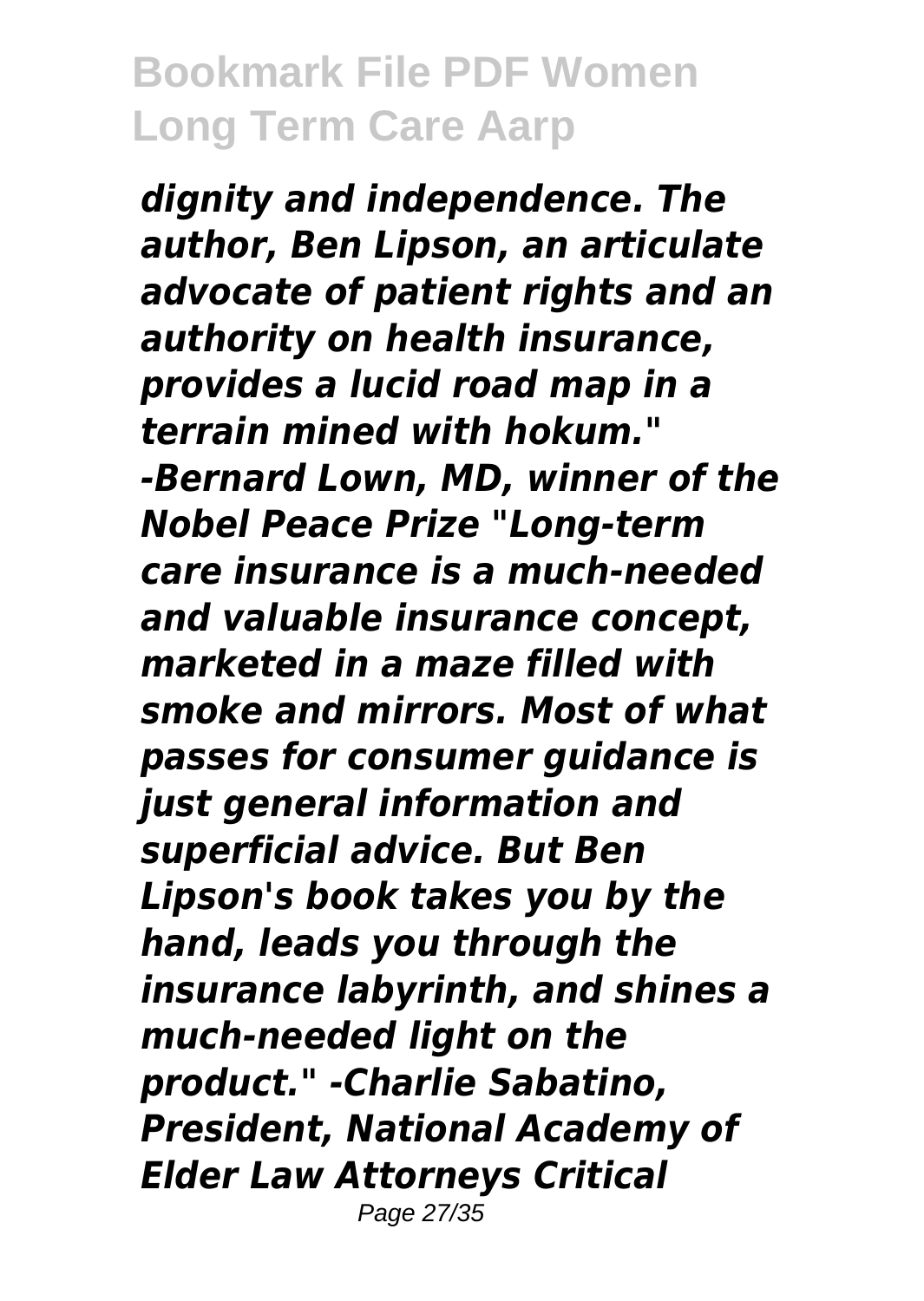*dignity and independence. The author, Ben Lipson, an articulate advocate of patient rights and an authority on health insurance, provides a lucid road map in a terrain mined with hokum." -Bernard Lown, MD, winner of the Nobel Peace Prize "Long-term care insurance is a much-needed and valuable insurance concept, marketed in a maze filled with smoke and mirrors. Most of what passes for consumer guidance is just general information and superficial advice. But Ben Lipson's book takes you by the hand, leads you through the insurance labyrinth, and shines a much-needed light on the product." -Charlie Sabatino, President, National Academy of Elder Law Attorneys Critical*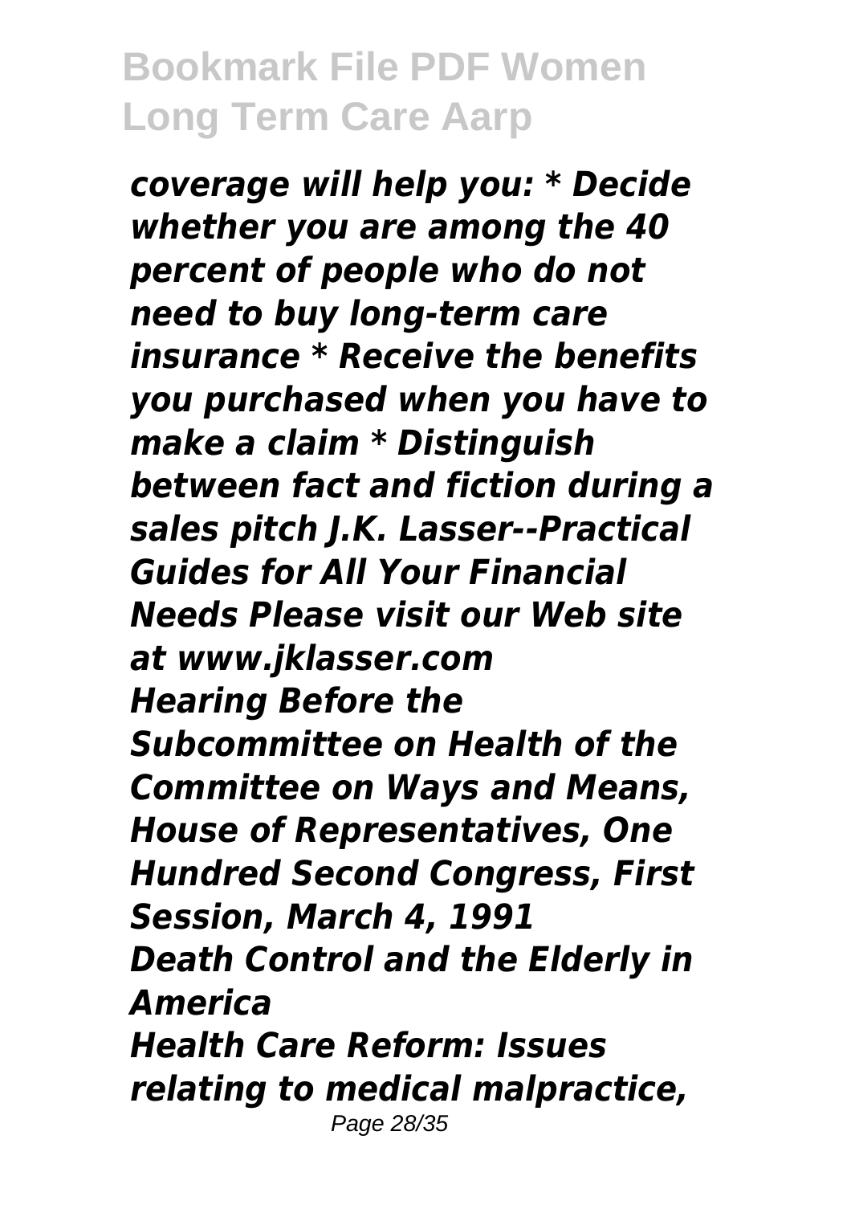*coverage will help you: * Decide whether you are among the 40 percent of people who do not need to buy long-term care insurance * Receive the benefits you purchased when you have to make a claim * Distinguish between fact and fiction during a sales pitch J.K. Lasser--Practical Guides for All Your Financial Needs Please visit our Web site at www.jklasser.com*

*Hearing Before the Subcommittee on Health of the Committee on Ways and Means, House of Representatives, One Hundred Second Congress, First Session, March 4, 1991*

*Death Control and the Elderly in America*

*Health Care Reform: Issues relating to medical malpractice,*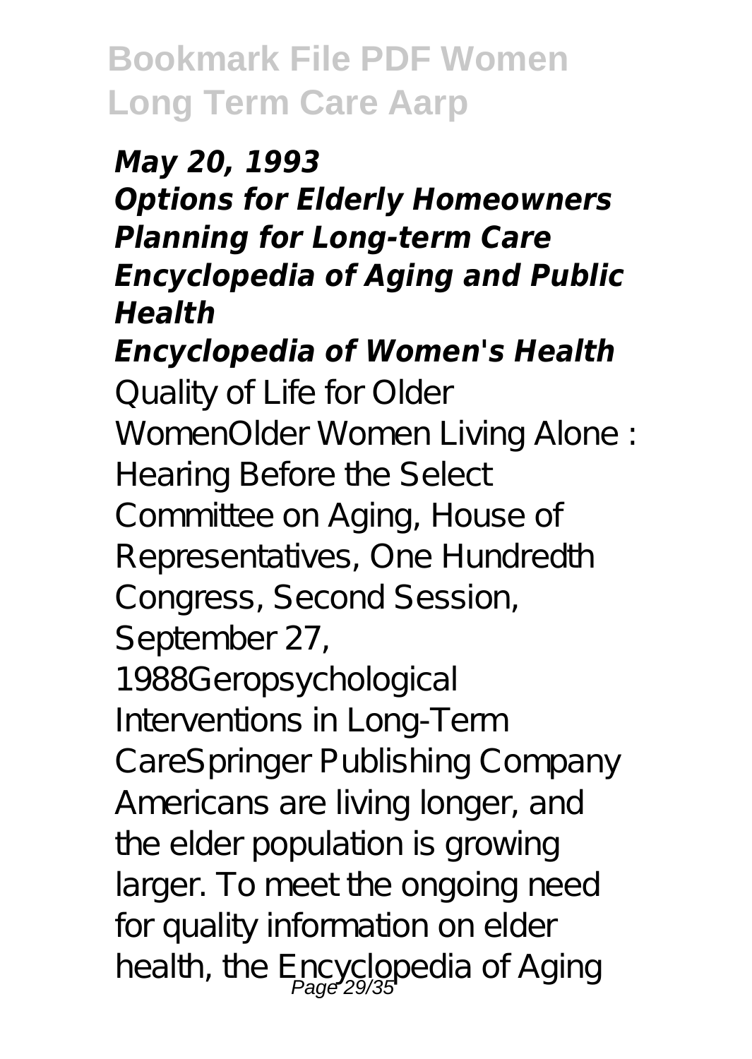*May 20, 1993*
*Options for Elderly Homeowners*
*Planning for Long-term Care*
*Encyclopedia of Aging and Public Health*
*Encyclopedia of Women's Health*

Quality of Life for Older WomenOlder Women Living Alone : Hearing Before the Select Committee on Aging, House of Representatives, One Hundredth Congress, Second Session, September 27, 1988Geropsychological Interventions in Long-Term CareSpringer Publishing Company

Americans are living longer, and the elder population is growing larger. To meet the ongoing need for quality information on elder health, the Encyclopedia of Aging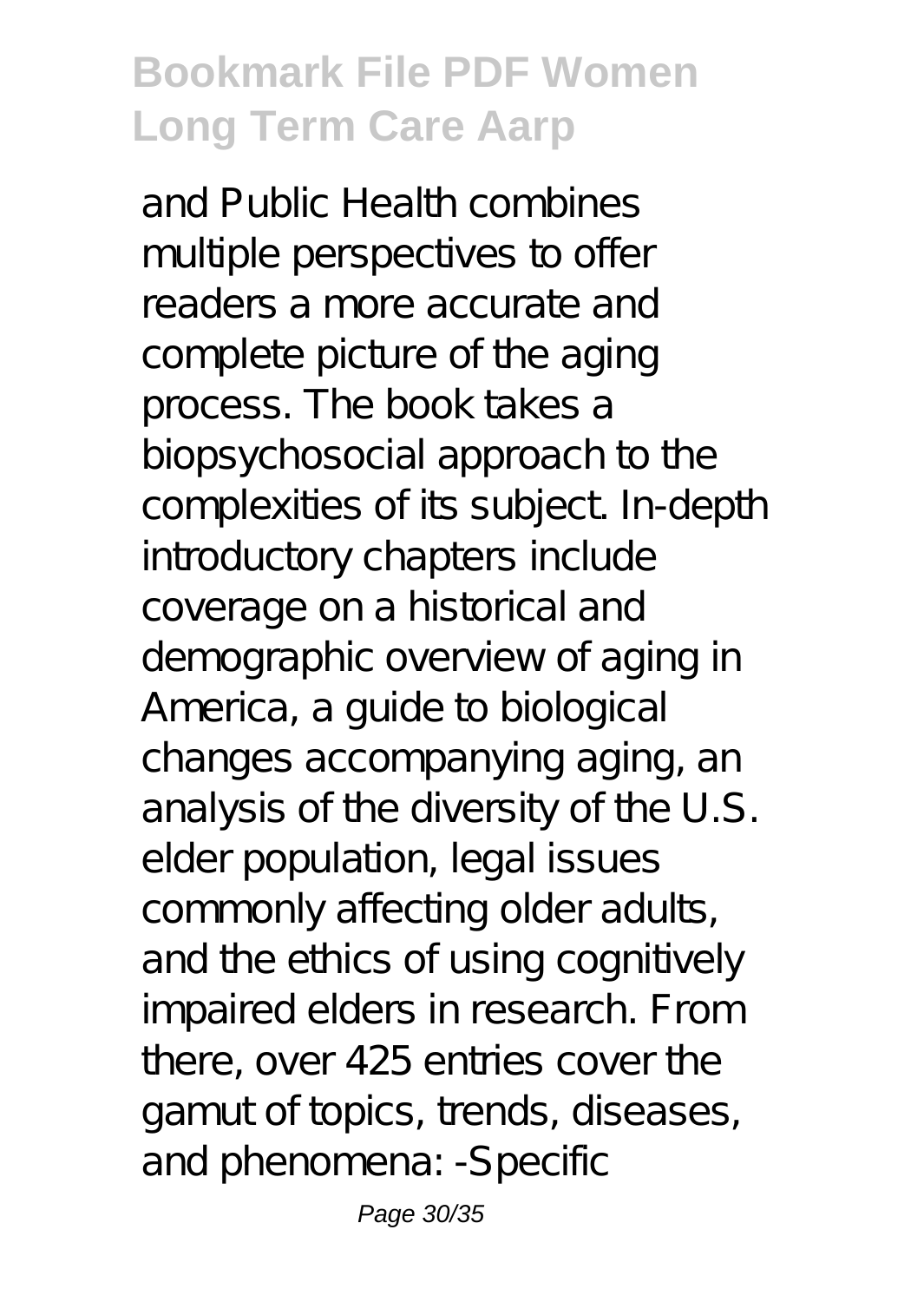and Public Health combines multiple perspectives to offer readers a more accurate and complete picture of the aging process. The book takes a biopsychosocial approach to the complexities of its subject. In-depth introductory chapters include coverage on a historical and demographic overview of aging in America, a guide to biological changes accompanying aging, an analysis of the diversity of the U.S. elder population, legal issues commonly affecting older adults, and the ethics of using cognitively impaired elders in research. From there, over 425 entries cover the gamut of topics, trends, diseases, and phenomena: -Specific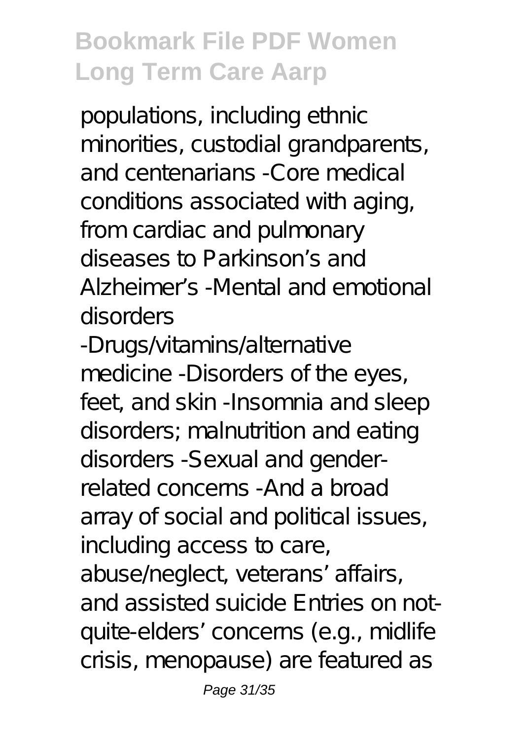populations, including ethnic minorities, custodial grandparents, and centenarians -Core medical conditions associated with aging, from cardiac and pulmonary diseases to Parkinson's and Alzheimer's -Mental and emotional disorders -Drugs/vitamins/alternative medicine -Disorders of the eyes, feet, and skin -Insomnia and sleep disorders; malnutrition and eating disorders -Sexual and gender-related concerns -And a broad array of social and political issues, including access to care, abuse/neglect, veterans' affairs, and assisted suicide Entries on not-quite-elders' concerns (e.g., midlife crisis, menopause) are featured as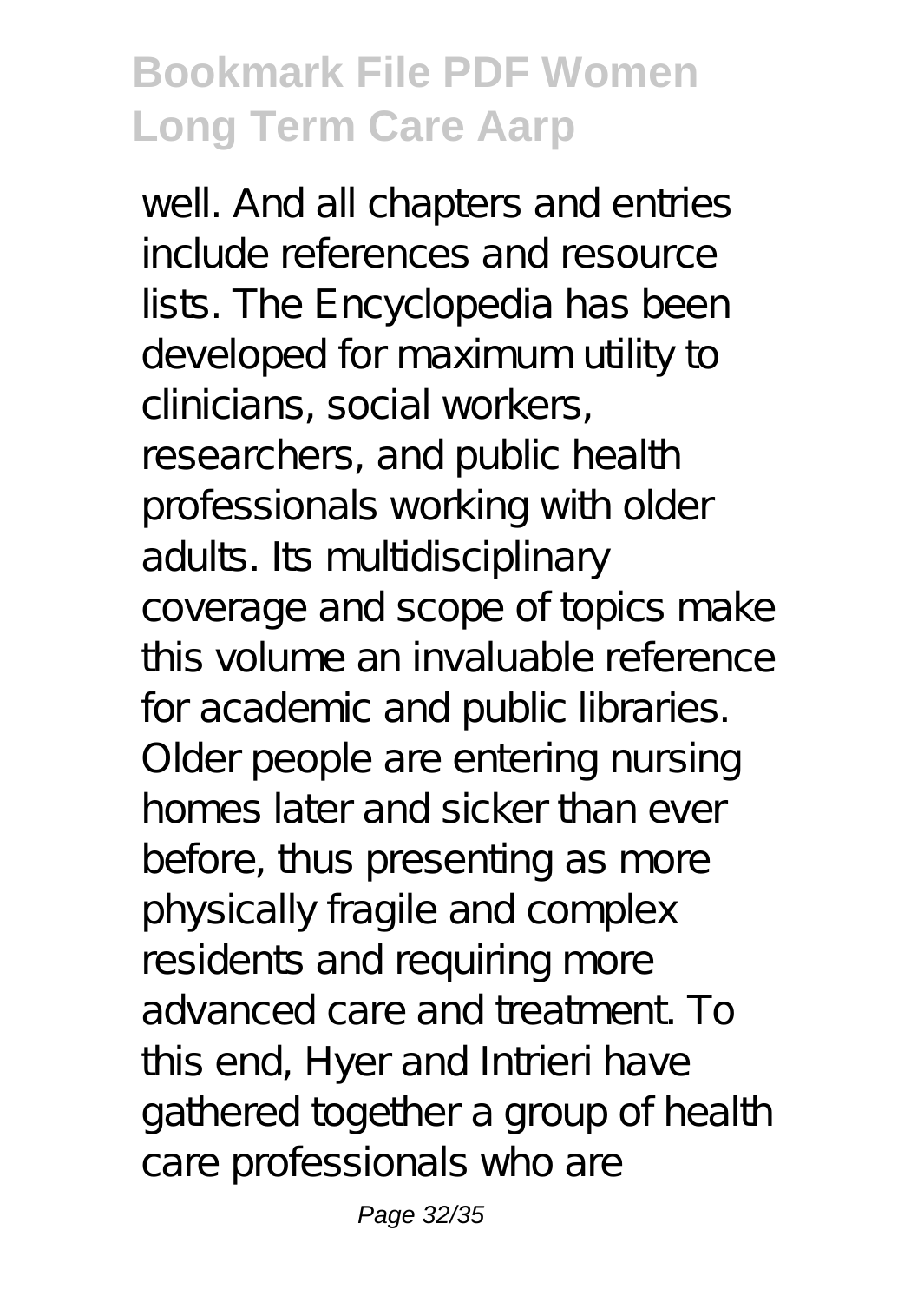well. And all chapters and entries include references and resource lists. The Encyclopedia has been developed for maximum utility to clinicians, social workers, researchers, and public health professionals working with older adults. Its multidisciplinary coverage and scope of topics make this volume an invaluable reference for academic and public libraries. Older people are entering nursing homes later and sicker than ever before, thus presenting as more physically fragile and complex residents and requiring more advanced care and treatment. To this end, Hyer and Intrieri have gathered together a group of health care professionals who are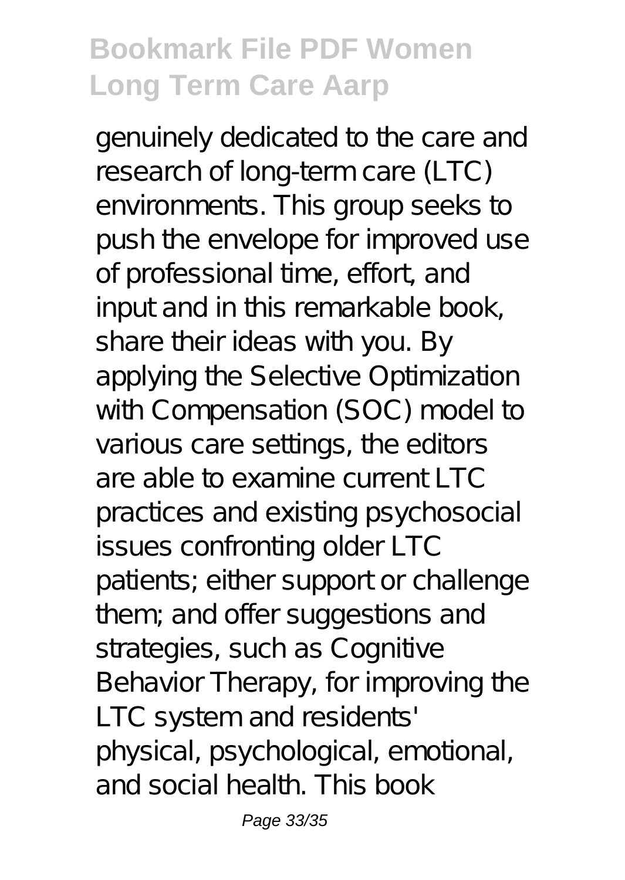genuinely dedicated to the care and research of long-term care (LTC) environments. This group seeks to push the envelope for improved use of professional time, effort, and input and in this remarkable book, share their ideas with you. By applying the Selective Optimization with Compensation (SOC) model to various care settings, the editors are able to examine current LTC practices and existing psychosocial issues confronting older LTC patients; either support or challenge them; and offer suggestions and strategies, such as Cognitive Behavior Therapy, for improving the LTC system and residents' physical, psychological, emotional, and social health. This book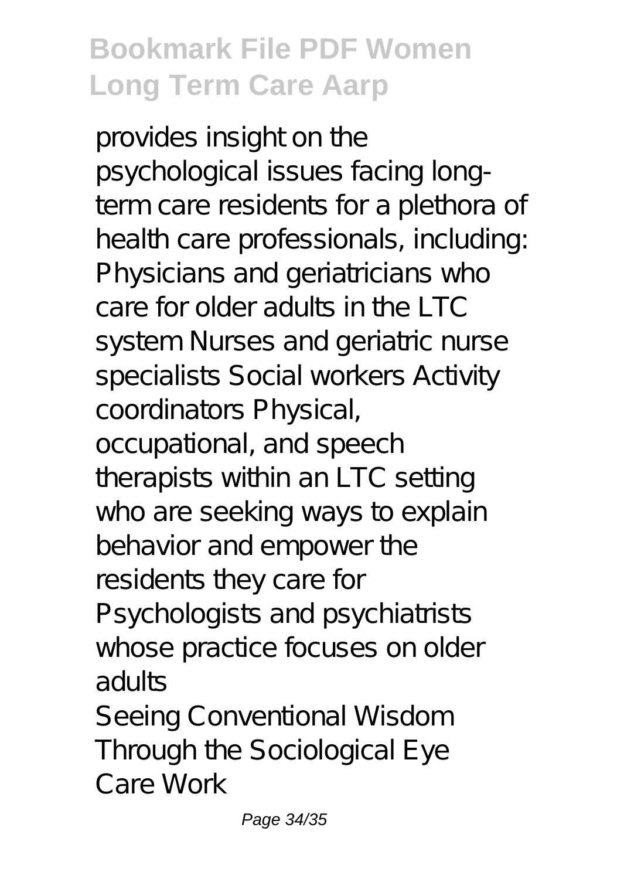provides insight on the psychological issues facing long-term care residents for a plethora of health care professionals, including: Physicians and geriatricians who care for older adults in the LTC system Nurses and geriatric nurse specialists Social workers Activity coordinators Physical, occupational, and speech therapists within an LTC setting who are seeking ways to explain behavior and empower the residents they care for Psychologists and psychiatrists whose practice focuses on older adults

Seeing Conventional Wisdom Through the Sociological Eye

Care Work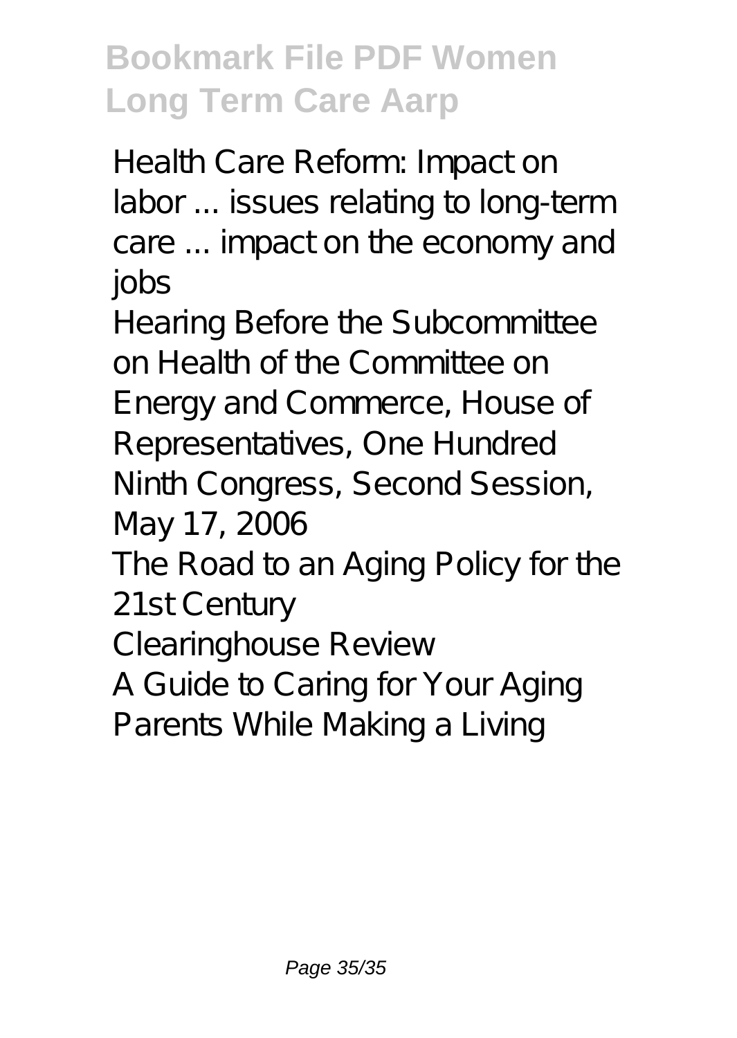Health Care Reform: Impact on labor ... issues relating to long-term care ... impact on the economy and jobs

Hearing Before the Subcommittee on Health of the Committee on Energy and Commerce, House of Representatives, One Hundred Ninth Congress, Second Session, May 17, 2006

The Road to an Aging Policy for the 21st Century

Clearinghouse Review

A Guide to Caring for Your Aging Parents While Making a Living